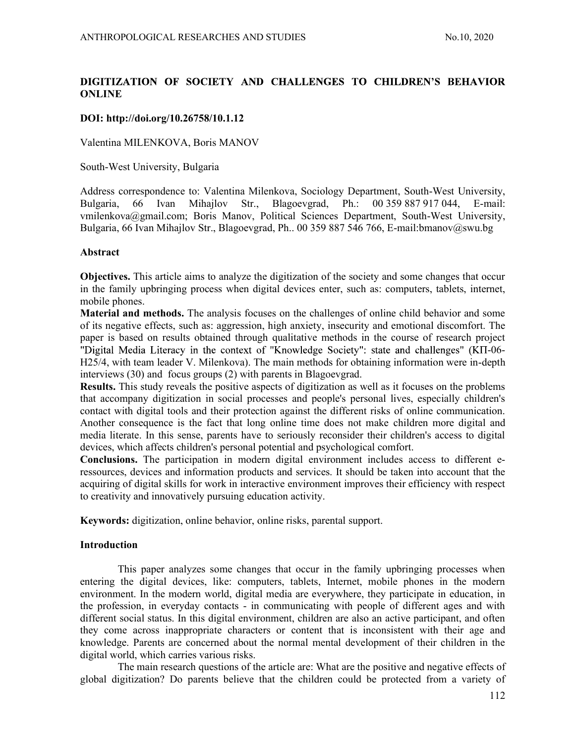# DIGITIZATION OF SOCIETY AND CHALLENGES TO CHILDREN'S BEHAVIOR ONLINE

**DOI: http://doi.org/10.26758/10.1.12**

Valentina MILENKOVA, Boris MANOV

South-West University, Bulgaria

Address correspondence to: Valentina Milenkova, Sociology Department, South-West University, Bulgaria, 66 Ivan Mihajlov Str., Blagoevgrad, Ph.: 00 359 887 917 044, E-mail: vmilenkova@gmail.com; Boris Manov, Political Sciences Department, South-West University, Bulgaria, 66 Ivan Mihajlov Str., Blagoevgrad, Ph.. 00 359 887 546 766, E-mail:bmanov@swu.bg

## Abstract

**Objectives.** This article aims to analyze the digitization of the society and some changes that occur in the family upbringing process when digital devices enter, such as: computers, tablets, internet, mobile phones.

**Material and methods.** The analysis focuses on the challenges of online child behavior and some of its negative effects, such as: aggression, high anxiety, insecurity and emotional discomfort. The paper is based on results obtained through qualitative methods in the course of research project "Digital Media Literacy in the context of "Knowledge Society": state and challenges" (КП-06-H25/4, with team leader V. Milenkova). The main methods for obtaining information were in-depth interviews (30) and focus groups (2) with parents in Blagoevgrad.

**Results.** This study reveals the positive aspects of digitization as well as it focuses on the problems that accompany digitization in social processes and people's personal lives, especially children's contact with digital tools and their protection against the different risks of online communication. Another consequence is the fact that long online time does not make children more digital and media literate. In this sense, parents have to seriously reconsider their children's access to digital devices, which affects children's personal potential and psychological comfort.

**Conclusions.** The participation in modern digital environment includes access to different e-ressources, devices and information products and services. It should be taken into account that the acquiring of digital skills for work in interactive environment improves their efficiency with respect to creativity and innovatively pursuing education activity.

**Keywords:** digitization, online behavior, online risks, parental support.

## Introduction

This paper analyzes some changes that occur in the family upbringing processes when entering the digital devices, like: computers, tablets, Internet, mobile phones in the modern environment. In the modern world, digital media are everywhere, they participate in education, in the profession, in everyday contacts - in communicating with people of different ages and with different social status. In this digital environment, children are also an active participant, and often they come across inappropriate characters or content that is inconsistent with their age and knowledge. Parents are concerned about the normal mental development of their children in the digital world, which carries various risks.

The main research questions of the article are: What are the positive and negative effects of global digitization? Do parents believe that the children could be protected from a variety of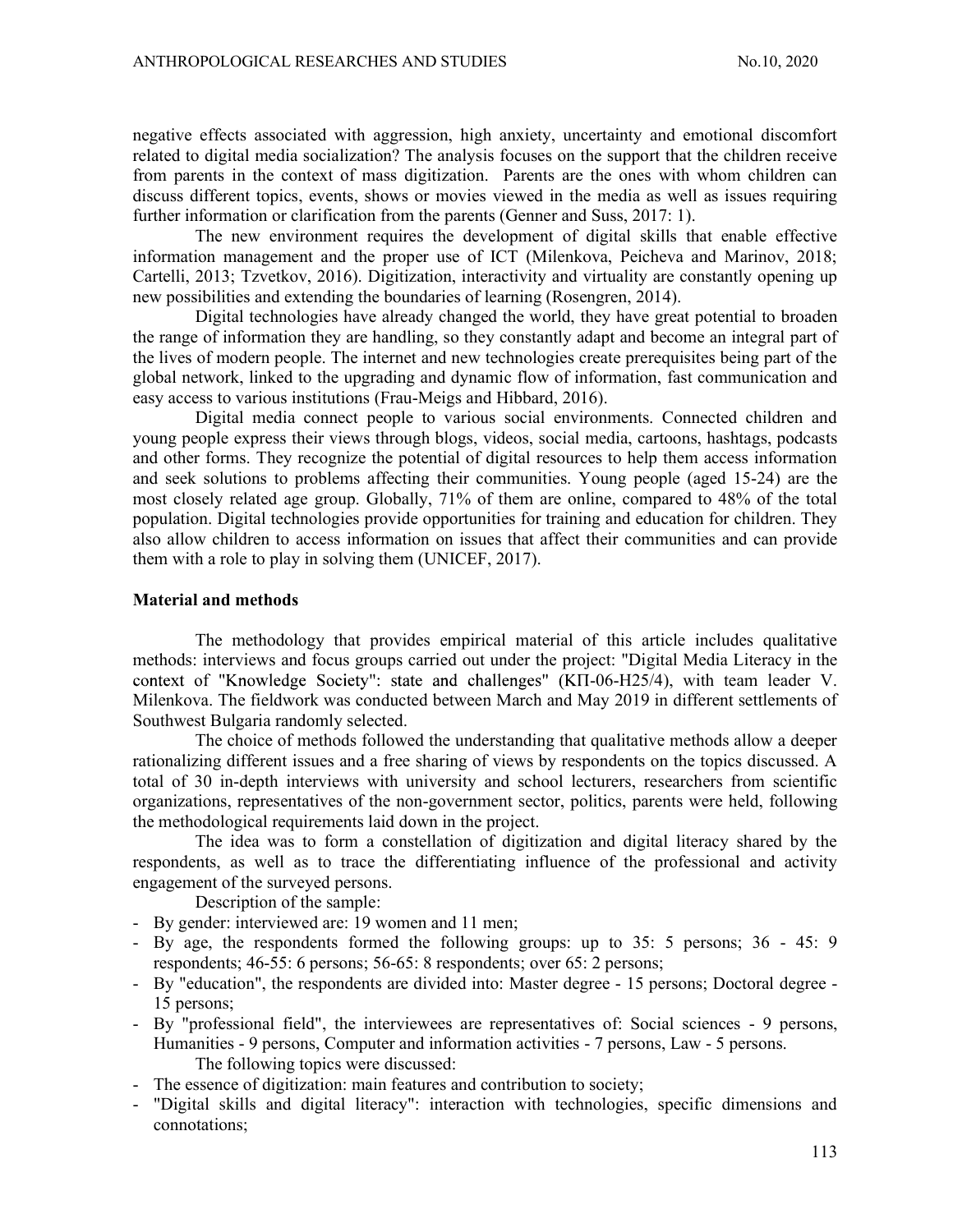negative effects associated with aggression, high anxiety, uncertainty and emotional discomfort related to digital media socialization? The analysis focuses on the support that the children receive from parents in the context of mass digitization. Parents are the ones with whom children can discuss different topics, events, shows or movies viewed in the media as well as issues requiring further information or clarification from the parents (Genner and Suss, 2017: 1).

The new environment requires the development of digital skills that enable effective information management and the proper use of ICT (Milenkova, Peicheva and Marinov, 2018; Cartelli, 2013; Tzvetkov, 2016). Digitization, interactivity and virtuality are constantly opening up new possibilities and extending the boundaries of learning (Rosengren, 2014).

Digital technologies have already changed the world, they have great potential to broaden the range of information they are handling, so they constantly adapt and become an integral part of the lives of modern people. The internet and new technologies create prerequisites being part of the global network, linked to the upgrading and dynamic flow of information, fast communication and easy access to various institutions (Frau-Meigs and Hibbard, 2016).

Digital media connect people to various social environments. Connected children and young people express their views through blogs, videos, social media, cartoons, hashtags, podcasts and other forms. They recognize the potential of digital resources to help them access information and seek solutions to problems affecting their communities. Young people (aged 15-24) are the most closely related age group. Globally, 71% of them are online, compared to 48% of the total population. Digital technologies provide opportunities for training and education for children. They also allow children to access information on issues that affect their communities and can provide them with a role to play in solving them (UNICEF, 2017).

## Material and methods

The methodology that provides empirical material of this article includes qualitative methods: interviews and focus groups carried out under the project: "Digital Media Literacy in the context of "Knowledge Society": state and challenges" (КП-06-Н25/4), with team leader V. Milenkova. The fieldwork was conducted between March and May 2019 in different settlements of Southwest Bulgaria randomly selected.

The choice of methods followed the understanding that qualitative methods allow a deeper rationalizing different issues and a free sharing of views by respondents on the topics discussed. A total of 30 in-depth interviews with university and school lecturers, researchers from scientific organizations, representatives of the non-government sector, politics, parents were held, following the methodological requirements laid down in the project.

The idea was to form a constellation of digitization and digital literacy shared by the respondents, as well as to trace the differentiating influence of the professional and activity engagement of the surveyed persons.

Description of the sample:

- By gender: interviewed are: 19 women and 11 men;
- By age, the respondents formed the following groups: up to 35: 5 persons; 36 - 45: 9 respondents; 46-55: 6 persons; 56-65: 8 respondents; over 65: 2 persons;
- By "education", the respondents are divided into: Master degree - 15 persons; Doctoral degree - 15 persons;
- By "professional field", the interviewees are representatives of: Social sciences - 9 persons, Humanities - 9 persons, Computer and information activities - 7 persons, Law - 5 persons.

The following topics were discussed:

- The essence of digitization: main features and contribution to society;
- "Digital skills and digital literacy": interaction with technologies, specific dimensions and connotations;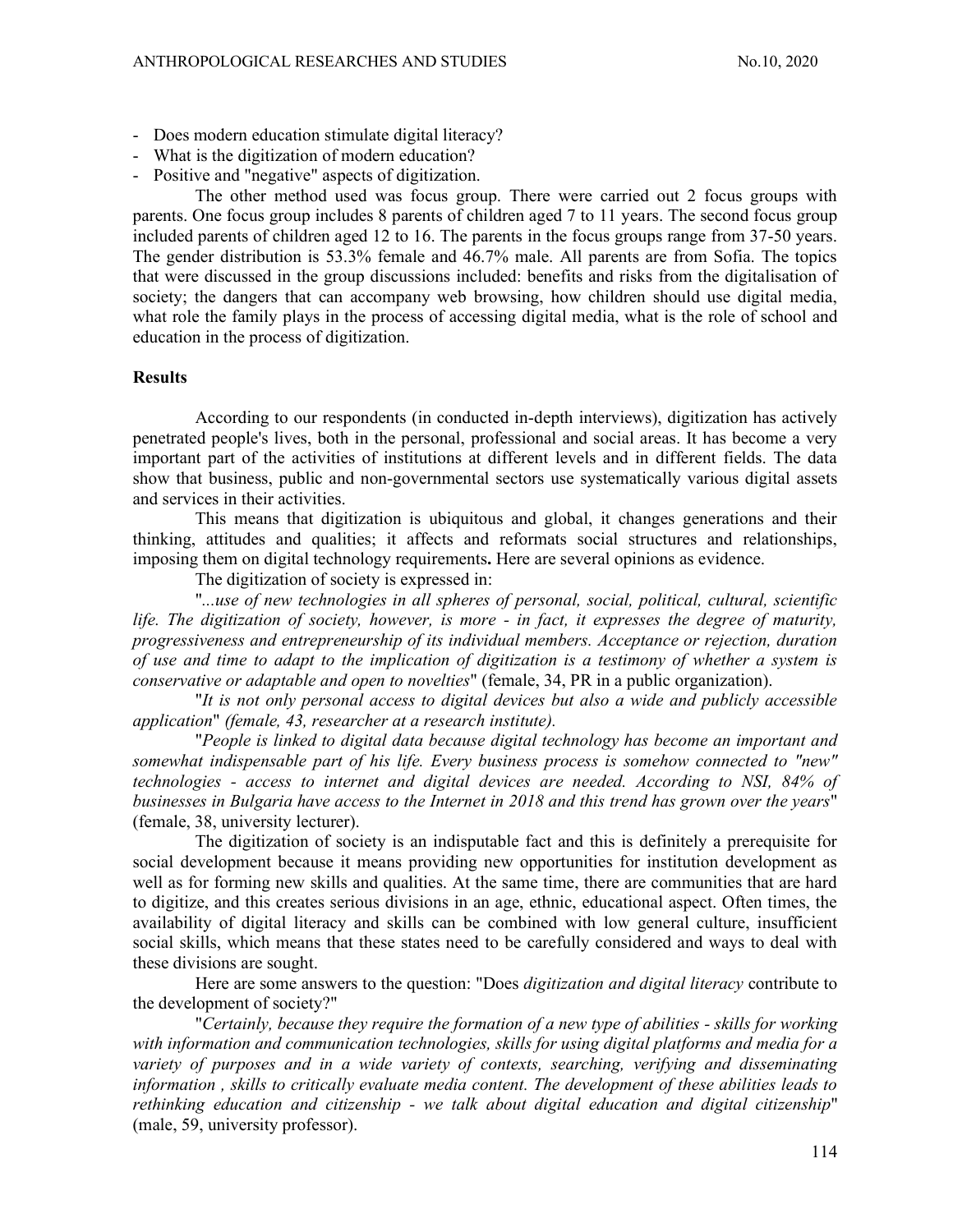- Does modern education stimulate digital literacy?
- What is the digitization of modern education?
- Positive and "negative" aspects of digitization.

The other method used was focus group. There were carried out 2 focus groups with parents. One focus group includes 8 parents of children aged 7 to 11 years. The second focus group included parents of children aged 12 to 16. The parents in the focus groups range from 37-50 years. The gender distribution is 53.3% female and 46.7% male. All parents are from Sofia. The topics that were discussed in the group discussions included: benefits and risks from the digitalisation of society; the dangers that can accompany web browsing, how children should use digital media, what role the family plays in the process of accessing digital media, what is the role of school and education in the process of digitization.

**Results**

According to our respondents (in conducted in-depth interviews), digitization has actively penetrated people's lives, both in the personal, professional and social areas. It has become a very important part of the activities of institutions at different levels and in different fields. The data show that business, public and non-governmental sectors use systematically various digital assets and services in their activities.

This means that digitization is ubiquitous and global, it changes generations and their thinking, attitudes and qualities; it affects and reformats social structures and relationships, imposing them on digital technology requirements**.** Here are several opinions as evidence.

The digitization of society is expressed in:

"*...use of new technologies in all spheres of personal, social, political, cultural, scientific life. The digitization of society, however, is more - in fact, it expresses the degree of maturity, progressiveness and entrepreneurship of its individual members. Acceptance or rejection, duration of use and time to adapt to the implication of digitization is a testimony of whether a system is conservative or adaptable and open to novelties*" (female, 34, PR in a public organization).

"*It is not only personal access to digital devices but also a wide and publicly accessible application*" *(female, 43, researcher at a research institute).*

"*People is linked to digital data because digital technology has become an important and somewhat indispensable part of his life. Every business process is somehow connected to "new" technologies - access to internet and digital devices are needed. According to NSI, 84% of businesses in Bulgaria have access to the Internet in 2018 and this trend has grown over the years*" (female, 38, university lecturer).

The digitization of society is an indisputable fact and this is definitely a prerequisite for social development because it means providing new opportunities for institution development as well as for forming new skills and qualities. At the same time, there are communities that are hard to digitize, and this creates serious divisions in an age, ethnic, educational aspect. Often times, the availability of digital literacy and skills can be combined with low general culture, insufficient social skills, which means that these states need to be carefully considered and ways to deal with these divisions are sought.

Here are some answers to the question: "Does *digitization and digital literacy* contribute to the development of society?"

"*Certainly, because they require the formation of a new type of abilities - skills for working with information and communication technologies, skills for using digital platforms and media for a variety of purposes and in a wide variety of contexts, searching, verifying and disseminating information , skills to critically evaluate media content. The development of these abilities leads to rethinking education and citizenship - we talk about digital education and digital citizenship*" (male, 59, university professor).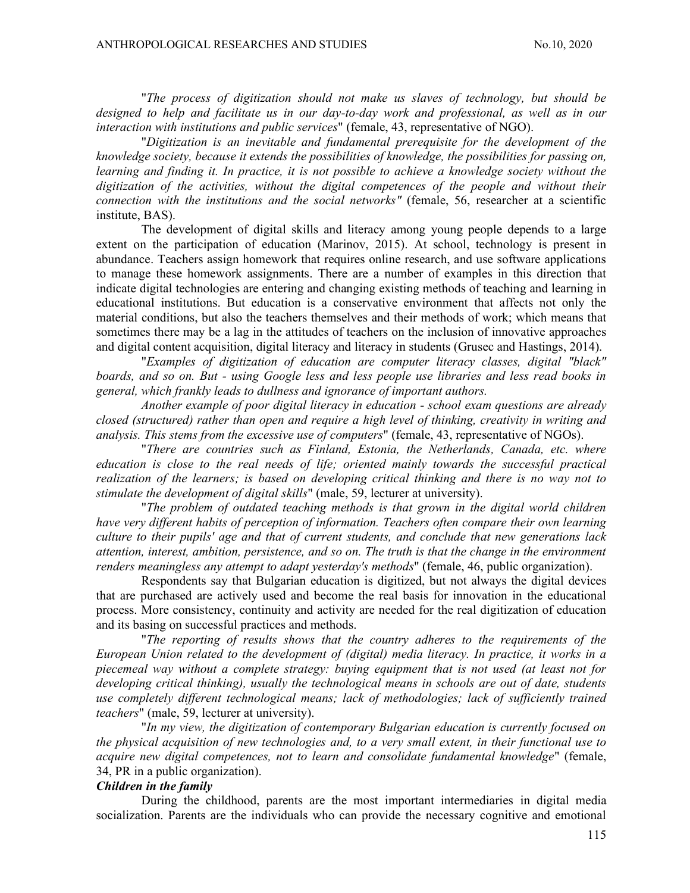"*The process of digitization should not make us slaves of technology, but should be designed to help and facilitate us in our day-to-day work and professional, as well as in our interaction with institutions and public services*" (female, 43, representative of NGO).

"*Digitization is an inevitable and fundamental prerequisite for the development of the knowledge society, because it extends the possibilities of knowledge, the possibilities for passing on, learning and finding it. In practice, it is not possible to achieve a knowledge society without the digitization of the activities, without the digital competences of the people and without their connection with the institutions and the social networks"* (female, 56, researcher at a scientific institute, BAS).

The development of digital skills and literacy among young people depends to a large extent on the participation of education (Marinov, 2015). At school, technology is present in abundance. Teachers assign homework that requires online research, and use software applications to manage these homework assignments. There are a number of examples in this direction that indicate digital technologies are entering and changing existing methods of teaching and learning in educational institutions. But education is a conservative environment that affects not only the material conditions, but also the teachers themselves and their methods of work; which means that sometimes there may be a lag in the attitudes of teachers on the inclusion of innovative approaches and digital content acquisition, digital literacy and literacy in students (Grusec and Hastings, 2014).

"*Examples of digitization of education are computer literacy classes, digital "black" boards, and so on. But - using Google less and less people use libraries and less read books in general, which frankly leads to dullness and ignorance of important authors.*

*Another example of poor digital literacy in education - school exam questions are already closed (structured) rather than open and require a high level of thinking, creativity in writing and analysis. This stems from the excessive use of computers*" (female, 43, representative of NGOs).

"*There are countries such as Finland, Estonia, the Netherlands, Canada, etc. where education is close to the real needs of life; oriented mainly towards the successful practical realization of the learners; is based on developing critical thinking and there is no way not to stimulate the development of digital skills*" (male, 59, lecturer at university).

"*The problem of outdated teaching methods is that grown in the digital world children have very different habits of perception of information. Teachers often compare their own learning culture to their pupils' age and that of current students, and conclude that new generations lack attention, interest, ambition, persistence, and so on. The truth is that the change in the environment renders meaningless any attempt to adapt yesterday's methods*" (female, 46, public organization).

Respondents say that Bulgarian education is digitized, but not always the digital devices that are purchased are actively used and become the real basis for innovation in the educational process. More consistency, continuity and activity are needed for the real digitization of education and its basing on successful practices and methods.

"*The reporting of results shows that the country adheres to the requirements of the European Union related to the development of (digital) media literacy. In practice, it works in a piecemeal way without a complete strategy: buying equipment that is not used (at least not for developing critical thinking), usually the technological means in schools are out of date, students use completely different technological means; lack of methodologies; lack of sufficiently trained teachers*" (male, 59, lecturer at university).

"*In my view, the digitization of contemporary Bulgarian education is currently focused on the physical acquisition of new technologies and, to a very small extent, in their functional use to acquire new digital competences, not to learn and consolidate fundamental knowledge*" (female, 34, PR in a public organization).

***Children in the family***

During the childhood, parents are the most important intermediaries in digital media socialization. Parents are the individuals who can provide the necessary cognitive and emotional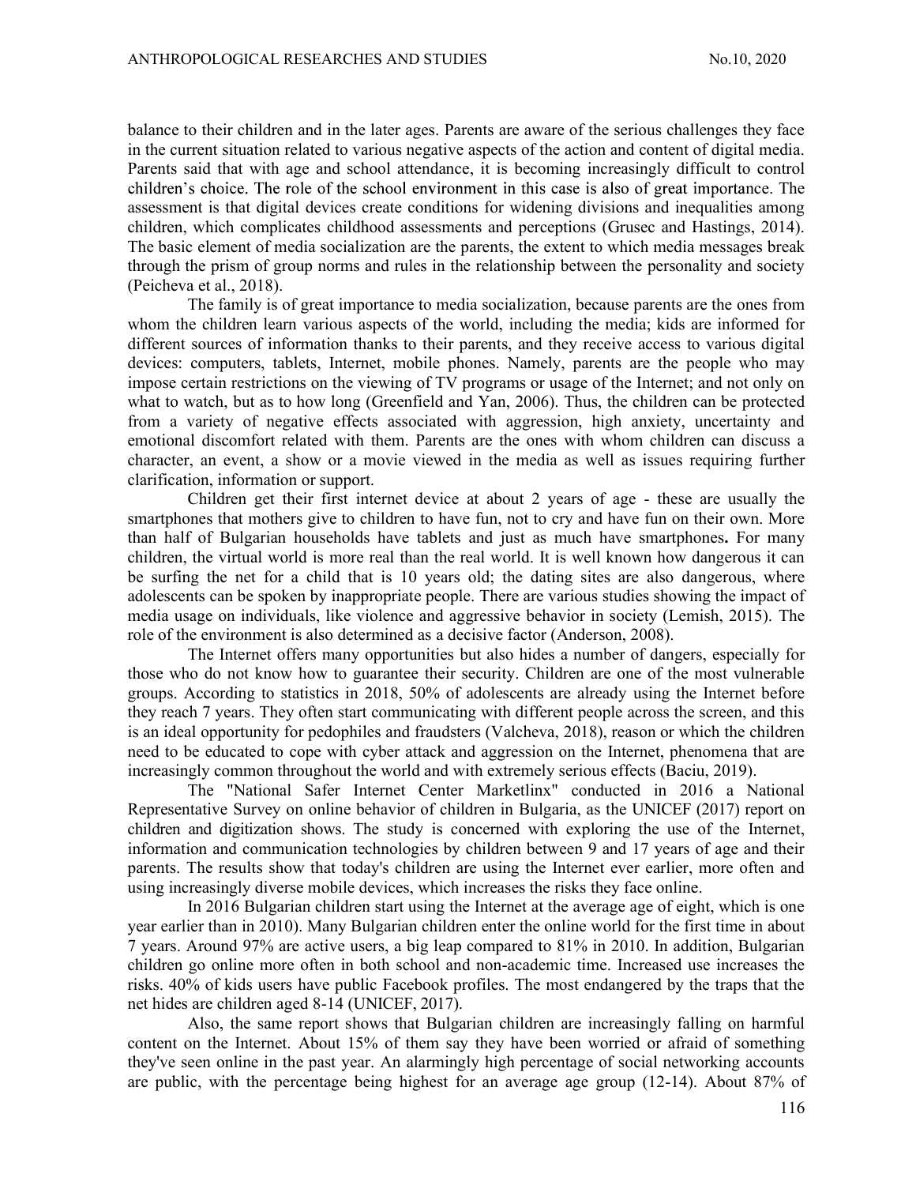balance to their children and in the later ages. Parents are aware of the serious challenges they face in the current situation related to various negative aspects of the action and content of digital media. Parents said that with age and school attendance, it is becoming increasingly difficult to control children's choice. The role of the school environment in this case is also of great importance. The assessment is that digital devices create conditions for widening divisions and inequalities among children, which complicates childhood assessments and perceptions (Grusec and Hastings, 2014). The basic element of media socialization are the parents, the extent to which media messages break through the prism of group norms and rules in the relationship between the personality and society (Peicheva et al., 2018).

The family is of great importance to media socialization, because parents are the ones from whom the children learn various aspects of the world, including the media; kids are informed for different sources of information thanks to their parents, and they receive access to various digital devices: computers, tablets, Internet, mobile phones. Namely, parents are the people who may impose certain restrictions on the viewing of TV programs or usage of the Internet; and not only on what to watch, but as to how long (Greenfield and Yan, 2006). Thus, the children can be protected from a variety of negative effects associated with aggression, high anxiety, uncertainty and emotional discomfort related with them. Parents are the ones with whom children can discuss a character, an event, a show or a movie viewed in the media as well as issues requiring further clarification, information or support.

Children get their first internet device at about 2 years of age - these are usually the smartphones that mothers give to children to have fun, not to cry and have fun on their own. More than half of Bulgarian households have tablets and just as much have smartphones**.** For many children, the virtual world is more real than the real world. It is well known how dangerous it can be surfing the net for a child that is 10 years old; the dating sites are also dangerous, where adolescents can be spoken by inappropriate people. There are various studies showing the impact of media usage on individuals, like violence and aggressive behavior in society (Lemish, 2015). The role of the environment is also determined as a decisive factor (Anderson, 2008).

The Internet offers many opportunities but also hides a number of dangers, especially for those who do not know how to guarantee their security. Children are one of the most vulnerable groups. According to statistics in 2018, 50% of adolescents are already using the Internet before they reach 7 years. They often start communicating with different people across the screen, and this is an ideal opportunity for pedophiles and fraudsters (Valcheva, 2018), reason or which the children need to be educated to cope with cyber attack and aggression on the Internet, phenomena that are increasingly common throughout the world and with extremely serious effects (Baciu, 2019).

The "National Safer Internet Center Marketlinx" conducted in 2016 a National Representative Survey on online behavior of children in Bulgaria, as the UNICEF (2017) report on children and digitization shows. The study is concerned with exploring the use of the Internet, information and communication technologies by children between 9 and 17 years of age and their parents. The results show that today's children are using the Internet ever earlier, more often and using increasingly diverse mobile devices, which increases the risks they face online.

In 2016 Bulgarian children start using the Internet at the average age of eight, which is one year earlier than in 2010). Many Bulgarian children enter the online world for the first time in about 7 years. Around 97% are active users, a big leap compared to 81% in 2010. In addition, Bulgarian children go online more often in both school and non-academic time. Increased use increases the risks. 40% of kids users have public Facebook profiles. The most endangered by the traps that the net hides are children aged 8-14 (UNICEF, 2017).

Also, the same report shows that Bulgarian children are increasingly falling on harmful content on the Internet. About 15% of them say they have been worried or afraid of something they've seen online in the past year. An alarmingly high percentage of social networking accounts are public, with the percentage being highest for an average age group (12-14). About 87% of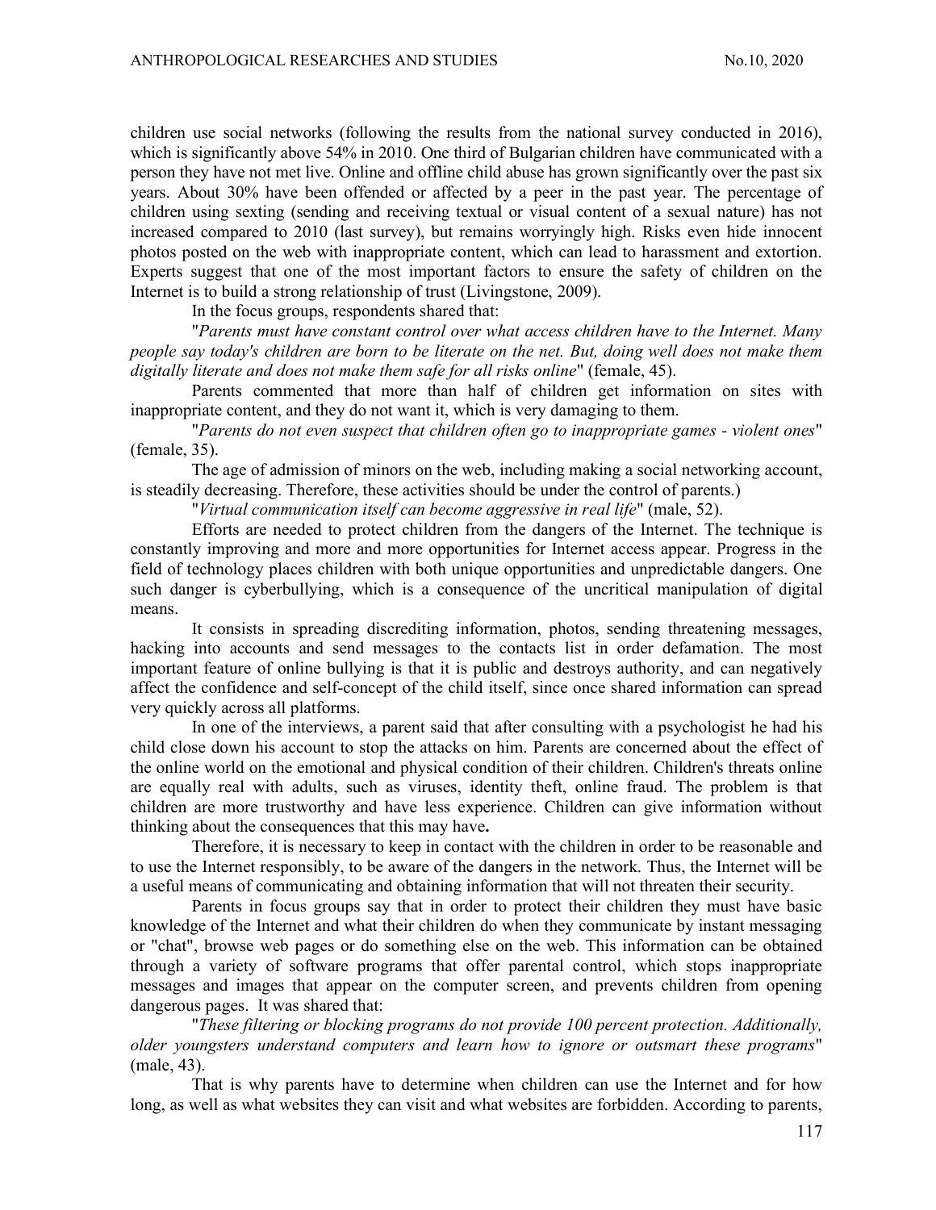children use social networks (following the results from the national survey conducted in 2016), which is significantly above 54% in 2010. One third of Bulgarian children have communicated with a person they have not met live. Online and offline child abuse has grown significantly over the past six years. About 30% have been offended or affected by a peer in the past year. The percentage of children using sexting (sending and receiving textual or visual content of a sexual nature) has not increased compared to 2010 (last survey), but remains worryingly high. Risks even hide innocent photos posted on the web with inappropriate content, which can lead to harassment and extortion. Experts suggest that one of the most important factors to ensure the safety of children on the Internet is to build a strong relationship of trust (Livingstone, 2009).

In the focus groups, respondents shared that:

"*Parents must have constant control over what access children have to the Internet. Many people say today's children are born to be literate on the net. But, doing well does not make them digitally literate and does not make them safe for all risks online*" (female, 45).

Parents commented that more than half of children get information on sites with inappropriate content, and they do not want it, which is very damaging to them.

"*Parents do not even suspect that children often go to inappropriate games - violent ones*" (female, 35).

The age of admission of minors on the web, including making a social networking account, is steadily decreasing. Therefore, these activities should be under the control of parents.)

"*Virtual communication itself can become aggressive in real life*" (male, 52).

Efforts are needed to protect children from the dangers of the Internet. The technique is constantly improving and more and more opportunities for Internet access appear. Progress in the field of technology places children with both unique opportunities and unpredictable dangers. One such danger is cyberbullying, which is a consequence of the uncritical manipulation of digital means.

It consists in spreading discrediting information, photos, sending threatening messages, hacking into accounts and send messages to the contacts list in order defamation. The most important feature of online bullying is that it is public and destroys authority, and can negatively affect the confidence and self-concept of the child itself, since once shared information can spread very quickly across all platforms.

In one of the interviews, a parent said that after consulting with a psychologist he had his child close down his account to stop the attacks on him. Parents are concerned about the effect of the online world on the emotional and physical condition of their children. Children's threats online are equally real with adults, such as viruses, identity theft, online fraud. The problem is that children are more trustworthy and have less experience. Children can give information without thinking about the consequences that this may have**.**

Therefore, it is necessary to keep in contact with the children in order to be reasonable and to use the Internet responsibly, to be aware of the dangers in the network. Thus, the Internet will be a useful means of communicating and obtaining information that will not threaten their security.

Parents in focus groups say that in order to protect their children they must have basic knowledge of the Internet and what their children do when they communicate by instant messaging or "chat", browse web pages or do something else on the web. This information can be obtained through a variety of software programs that offer parental control, which stops inappropriate messages and images that appear on the computer screen, and prevents children from opening dangerous pages. It was shared that:

"*These filtering or blocking programs do not provide 100 percent protection. Additionally, older youngsters understand computers and learn how to ignore or outsmart these programs*" (male, 43).

That is why parents have to determine when children can use the Internet and for how long, as well as what websites they can visit and what websites are forbidden. According to parents,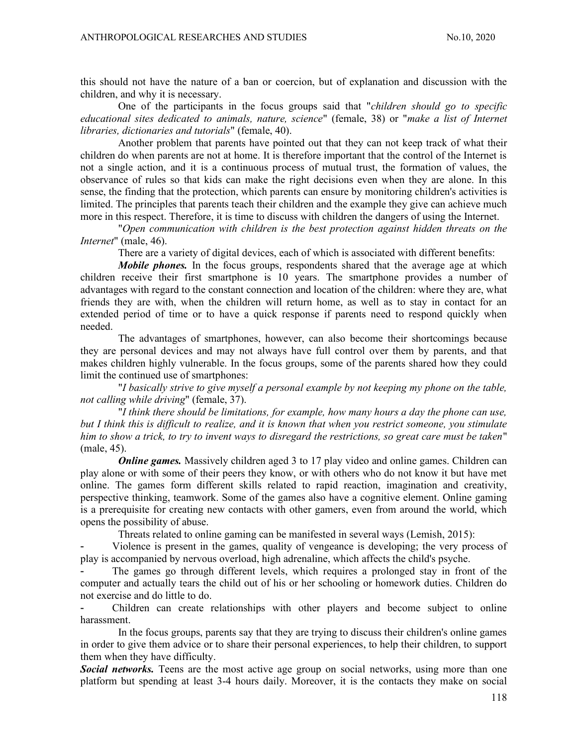this should not have the nature of a ban or coercion, but of explanation and discussion with the children, and why it is necessary.

One of the participants in the focus groups said that "*children should go to specific educational sites dedicated to animals, nature, science*" (female, 38) or "*make a list of Internet libraries, dictionaries and tutorials*" (female, 40).

Another problem that parents have pointed out that they can not keep track of what their children do when parents are not at home. It is therefore important that the control of the Internet is not a single action, and it is a continuous process of mutual trust, the formation of values, the observance of rules so that kids can make the right decisions even when they are alone. In this sense, the finding that the protection, which parents can ensure by monitoring children's activities is limited. The principles that parents teach their children and the example they give can achieve much more in this respect. Therefore, it is time to discuss with children the dangers of using the Internet.

"*Open communication with children is the best protection against hidden threats on the Internet*" (male, 46).

There are a variety of digital devices, each of which is associated with different benefits:

***Mobile phones.*** In the focus groups, respondents shared that the average age at which children receive their first smartphone is 10 years. The smartphone provides a number of advantages with regard to the constant connection and location of the children: where they are, what friends they are with, when the children will return home, as well as to stay in contact for an extended period of time or to have a quick response if parents need to respond quickly when needed.

The advantages of smartphones, however, can also become their shortcomings because they are personal devices and may not always have full control over them by parents, and that makes children highly vulnerable. In the focus groups, some of the parents shared how they could limit the continued use of smartphones:

"*I basically strive to give myself a personal example by not keeping my phone on the table, not calling while driving*" (female, 37).

"*I think there should be limitations, for example, how many hours a day the phone can use, but I think this is difficult to realize, and it is known that when you restrict someone, you stimulate him to show a trick, to try to invent ways to disregard the restrictions, so great care must be taken*" (male, 45).

***Online games.*** Massively children aged 3 to 17 play video and online games. Children can play alone or with some of their peers they know, or with others who do not know it but have met online. The games form different skills related to rapid reaction, imagination and creativity, perspective thinking, teamwork. Some of the games also have a cognitive element. Online gaming is a prerequisite for creating new contacts with other gamers, even from around the world, which opens the possibility of abuse.

Threats related to online gaming can be manifested in several ways (Lemish, 2015):

- Violence is present in the games, quality of vengeance is developing; the very process of play is accompanied by nervous overload, high adrenaline, which affects the child's psyche.
- The games go through different levels, which requires a prolonged stay in front of the computer and actually tears the child out of his or her schooling or homework duties. Children do not exercise and do little to do.
- Children can create relationships with other players and become subject to online harassment.

In the focus groups, parents say that they are trying to discuss their children's online games in order to give them advice or to share their personal experiences, to help their children, to support them when they have difficulty.

***Social networks.*** Teens are the most active age group on social networks, using more than one platform but spending at least 3-4 hours daily. Moreover, it is the contacts they make on social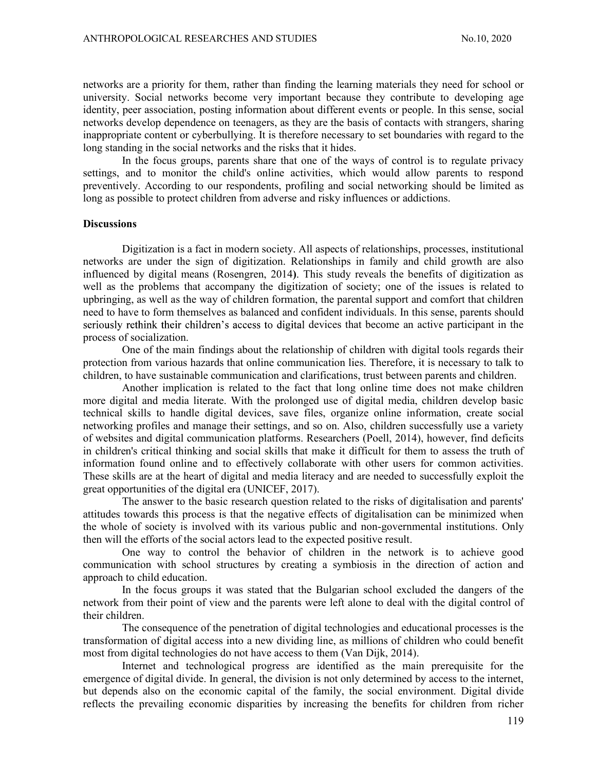networks are a priority for them, rather than finding the learning materials they need for school or university. Social networks become very important because they contribute to developing age identity, peer association, posting information about different events or people. In this sense, social networks develop dependence on teenagers, as they are the basis of contacts with strangers, sharing inappropriate content or cyberbullying. It is therefore necessary to set boundaries with regard to the long standing in the social networks and the risks that it hides.

In the focus groups, parents share that one of the ways of control is to regulate privacy settings, and to monitor the child's online activities, which would allow parents to respond preventively. According to our respondents, profiling and social networking should be limited as long as possible to protect children from adverse and risky influences or addictions.

## Discussions

Digitization is a fact in modern society. All aspects of relationships, processes, institutional networks are under the sign of digitization. Relationships in family and child growth are also influenced by digital means (Rosengren, 2014**)**. This study reveals the benefits of digitization as well as the problems that accompany the digitization of society; one of the issues is related to upbringing, as well as the way of children formation, the parental support and comfort that children need to have to form themselves as balanced and confident individuals. In this sense, parents should seriously rethink their children's access to digital devices that become an active participant in the process of socialization.

One of the main findings about the relationship of children with digital tools regards their protection from various hazards that online communication lies. Therefore, it is necessary to talk to children, to have sustainable communication and clarifications, trust between parents and children.

Another implication is related to the fact that long online time does not make children more digital and media literate. With the prolonged use of digital media, children develop basic technical skills to handle digital devices, save files, organize online information, create social networking profiles and manage their settings, and so on. Also, children successfully use a variety of websites and digital communication platforms. Researchers (Poell, 2014), however, find deficits in children's critical thinking and social skills that make it difficult for them to assess the truth of information found online and to effectively collaborate with other users for common activities. These skills are at the heart of digital and media literacy and are needed to successfully exploit the great opportunities of the digital era (UNICEF, 2017).

The answer to the basic research question related to the risks of digitalisation and parents' attitudes towards this process is that the negative effects of digitalisation can be minimized when the whole of society is involved with its various public and non-governmental institutions. Only then will the efforts of the social actors lead to the expected positive result.

One way to control the behavior of children in the network is to achieve good communication with school structures by creating a symbiosis in the direction of action and approach to child education.

In the focus groups it was stated that the Bulgarian school excluded the dangers of the network from their point of view and the parents were left alone to deal with the digital control of their children.

The consequence of the penetration of digital technologies and educational processes is the transformation of digital access into a new dividing line, as millions of children who could benefit most from digital technologies do not have access to them (Van Dijk, 2014).

Internet and technological progress are identified as the main prerequisite for the emergence of digital divide. In general, the division is not only determined by access to the internet, but depends also on the economic capital of the family, the social environment. Digital divide reflects the prevailing economic disparities by increasing the benefits for children from richer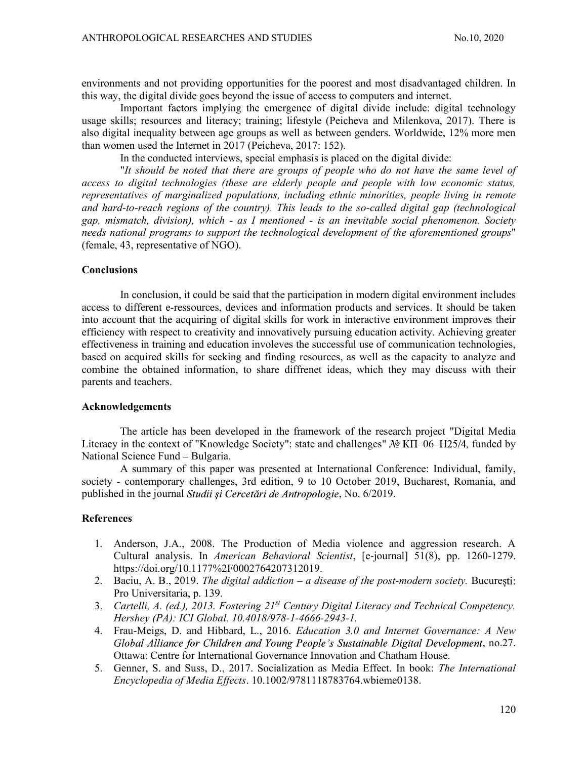environments and not providing opportunities for the poorest and most disadvantaged children. In this way, the digital divide goes beyond the issue of access to computers and internet.

Important factors implying the emergence of digital divide include: digital technology usage skills; resources and literacy; training; lifestyle (Peicheva and Milenkova, 2017). There is also digital inequality between age groups as well as between genders. Worldwide, 12% more men than women used the Internet in 2017 (Peicheva, 2017: 152).

In the conducted interviews, special emphasis is placed on the digital divide:

"*It should be noted that there are groups of people who do not have the same level of access to digital technologies (these are elderly people and people with low economic status, representatives of marginalized populations, including ethnic minorities, people living in remote and hard-to-reach regions of the country). This leads to the so-called digital gap (technological gap, mismatch, division), which - as I mentioned - is an inevitable social phenomenon. Society needs national programs to support the technological development of the aforementioned groups*" (female, 43, representative of NGO).

### Conclusions

In conclusion, it could be said that the participation in modern digital environment includes access to different e-ressources, devices and information products and services. It should be taken into account that the acquiring of digital skills for work in interactive environment improves their efficiency with respect to creativity and innovatively pursuing education activity. Achieving greater effectiveness in training and education involeves the successful use of communication technologies, based on acquired skills for seeking and finding resources, as well as the capacity to analyze and combine the obtained information, to share diffrenet ideas, which they may discuss with their parents and teachers.

### Acknowledgements

The article has been developed in the framework of the research project "Digital Media Literacy in the context of "Knowledge Society": state and challenges" № КП–06–Н25/4*,* funded by National Science Fund – Bulgaria.

A summary of this paper was presented at International Conference: Individual, family, society - contemporary challenges, 3rd edition, 9 to 10 October 2019, Bucharest, Romania, and published in the journal ***Studii și Cercetări de Antropologie***, No. 6/2019.

### References

1. Anderson, J.A., 2008. The Production of Media violence and aggression research. A Cultural analysis. In *American Behavioral Scientist*, [e-journal] 51(8), pp. 1260-1279. https://doi.org/10.1177%2F0002764207312019.
2. Baciu, A. B., 2019. *The digital addiction – a disease of the post-modern society.* București: Pro Universitaria, p. 139.
3. *Cartelli, A. (ed.), 2013. Fostering 21st Century Digital Literacy and Technical Competency. Hershey (PA): ICI Global. 10.4018/978-1-4666-2943-1.*
4. Frau-Meigs, D. and Hibbard, L., 2016. *Education 3.0 and Internet Governance: A New Global Alliance for Children and Young People's Sustainable Digital Development*, no.27. Ottawa: Centre for International Governance Innovation and Chatham House.
5. Genner, S. and Suss, D., 2017. Socialization as Media Effect. In book: *The International Encyclopedia of Media Effects*. 10.1002/9781118783764.wbieme0138.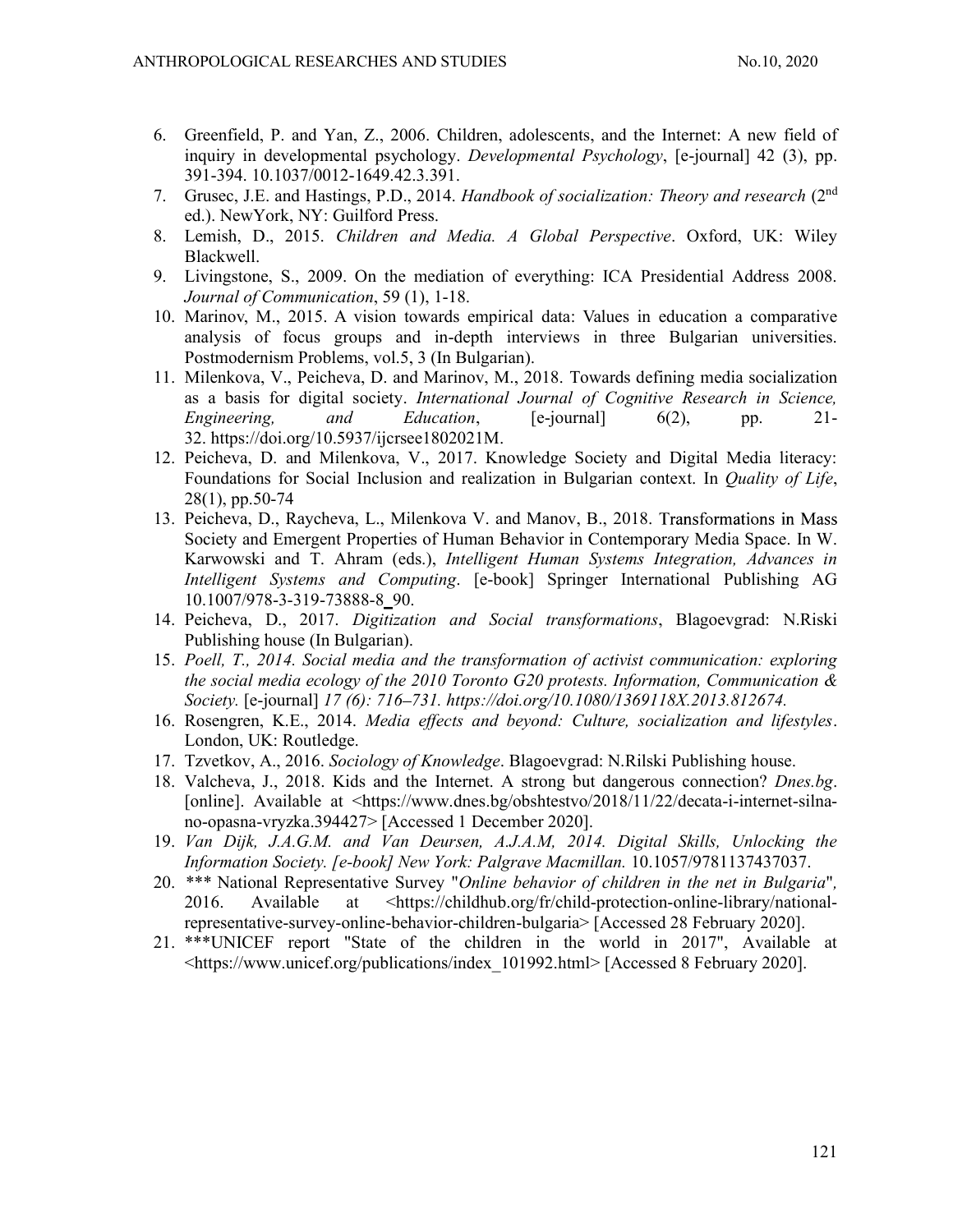6. Greenfield, P. and Yan, Z., 2006. Children, adolescents, and the Internet: A new field of inquiry in developmental psychology. *Developmental Psychology*, [e-journal] 42 (3), pp. 391-394. 10.1037/0012-1649.42.3.391.
7. Grusec, J.E. and Hastings, P.D., 2014. *Handbook of socialization: Theory and research* (2nd ed.). NewYork, NY: Guilford Press.
8. Lemish, D., 2015. *Children and Media. A Global Perspective*. Oxford, UK: Wiley Blackwell.
9. Livingstone, S., 2009. On the mediation of everything: ICA Presidential Address 2008. *Journal of Communication*, 59 (1), 1-18.
10. Marinov, M., 2015. A vision towards empirical data: Values in education a comparative analysis of focus groups and in-depth interviews in three Bulgarian universities. Postmodernism Problems, vol.5, 3 (In Bulgarian).
11. Milenkova, V., Peicheva, D. and Marinov, M., 2018. Towards defining media socialization as a basis for digital society. *International Journal of Cognitive Research in Science, Engineering, and Education*, [e-journal] 6(2), pp. 21-32. https://doi.org/10.5937/ijcrsee1802021M.
12. Peicheva, D. and Milenkova, V., 2017. Knowledge Society and Digital Media literacy: Foundations for Social Inclusion and realization in Bulgarian context. In *Quality of Life*, 28(1), pp.50-74
13. Peicheva, D., Raycheva, L., Milenkova V. and Manov, B., 2018. Transformations in Mass Society and Emergent Properties of Human Behavior in Contemporary Media Space. In W. Karwowski and T. Ahram (eds.), *Intelligent Human Systems Integration, Advances in Intelligent Systems and Computing*. [e-book] Springer International Publishing AG 10.1007/978-3-319-73888-8_90.
14. Peicheva, D., 2017. *Digitization and Social transformations*, Blagoevgrad: N.Riski Publishing house (In Bulgarian).
15. *Poell, T., 2014. Social media and the transformation of activist communication: exploring the social media ecology of the 2010 Toronto G20 protests. Information, Communication & Society.* [e-journal] *17 (6): 716–731. https://doi.org/10.1080/1369118X.2013.812674.*
16. Rosengren, K.E., 2014. *Media effects and beyond: Culture, socialization and lifestyles*. London, UK: Routledge.
17. Tzvetkov, A., 2016. *Sociology of Knowledge*. Blagoevgrad: N.Rilski Publishing house.
18. Valcheva, J., 2018. Kids and the Internet. A strong but dangerous connection? *Dnes.bg*. [online]. Available at <https://www.dnes.bg/obshtestvo/2018/11/22/decata-i-internet-silna-no-opasna-vryzka.394427> [Accessed 1 December 2020].
19. *Van Dijk, J.A.G.M. and Van Deursen, A.J.A.M, 2014. Digital Skills, Unlocking the Information Society. [e-book] New York: Palgrave Macmillan.* 10.1057/9781137437037.
20. *** National Representative Survey "*Online behavior of children in the net in Bulgaria*", 2016. Available at <https://childhub.org/fr/child-protection-online-library/national-representative-survey-online-behavior-children-bulgaria> [Accessed 28 February 2020].
21. ***UNICEF report "State of the children in the world in 2017", Available at <https://www.unicef.org/publications/index_101992.html> [Accessed 8 February 2020].